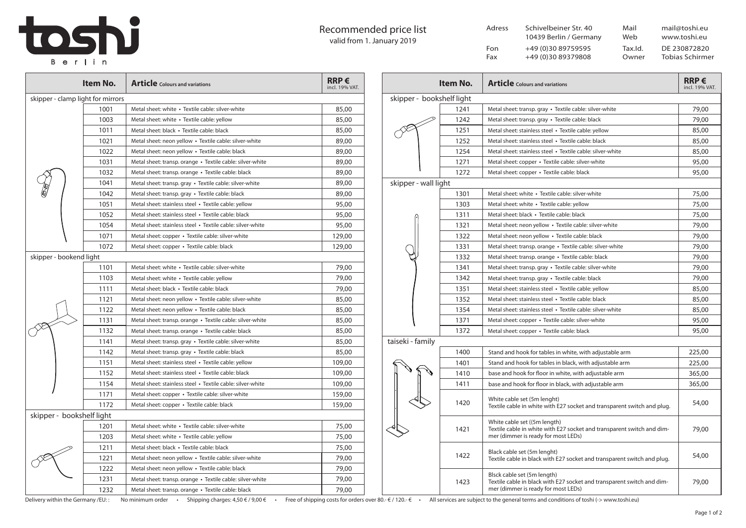# toshi Berlin

## Recommended price list

valid from 1. January 2019

| | | | |
|---|---|---|---|
| Adress | Schivelbeiner Str. 40<br>10439 Berlin / Germany | Mail | mail@toshi.eu |
| | | Web | www.toshi.eu |
| Fon | +49 (0)30 89759595 | Tax.Id. | DE 230872820 |
| Fax | +49 (0)30 89379808 | Owner | Tobias Schirmer |

| Item No. | Article Colours and variations | RRP € incl. 19% VAT. |
|---|---|---|
| **skipper - clamp light for mirrors** | | |
| 1001 | Metal sheet: white • Textile cable: silver-white | 85,00 |
| 1003 | Metal sheet: white • Textile cable: yellow | 85,00 |
| 1011 | Metal sheet: black • Textile cable: black | 85,00 |
| 1021 | Metal sheet: neon yellow • Textile cable: silver-white | 89,00 |
| 1022 | Metal sheet: neon yellow • Textile cable: black | 89,00 |
| 1031 | Metal sheet: transp. orange • Textile cable: silver-white | 89,00 |
| 1032 | Metal sheet: transp. orange • Textile cable: black | 89,00 |
| 1041 | Metal sheet: transp. gray • Textile cable: silver-white | 89,00 |
| 1042 | Metal sheet: transp. gray • Textile cable: black | 89,00 |
| 1051 | Metal sheet: stainless steel • Textile cable: yellow | 95,00 |
| 1052 | Metal sheet: stainless steel • Textile cable: black | 95,00 |
| 1054 | Metal sheet: stainless steel • Textile cable: silver-white | 95,00 |
| 1071 | Metal sheet: copper • Textile cable: silver-white | 129,00 |
| 1072 | Metal sheet: copper • Textile cable: black | 129,00 |
| **skipper - bookend light** | | |
| 1101 | Metal sheet: white • Textile cable: silver-white | 79,00 |
| 1103 | Metal sheet: white • Textile cable: yellow | 79,00 |
| 1111 | Metal sheet: black • Textile cable: black | 79,00 |
| 1121 | Metal sheet: neon yellow • Textile cable: silver-white | 85,00 |
| 1122 | Metal sheet: neon yellow • Textile cable: black | 85,00 |
| 1131 | Metal sheet: transp. orange • Textile cable: silver-white | 85,00 |
| 1132 | Metal sheet: transp. orange • Textile cable: black | 85,00 |
| 1141 | Metal sheet: transp. gray • Textile cable: silver-white | 85,00 |
| 1142 | Metal sheet: transp. gray • Textile cable: black | 85,00 |
| 1151 | Metal sheet: stainless steel • Textile cable: yellow | 109,00 |
| 1152 | Metal sheet: stainless steel • Textile cable: black | 109,00 |
| 1154 | Metal sheet: stainless steel • Textile cable: silver-white | 109,00 |
| 1171 | Metal sheet: copper • Textile cable: silver-white | 159,00 |
| 1172 | Metal sheet: copper • Textile cable: black | 159,00 |
| **skipper - bookshelf light** | | |
| 1201 | Metal sheet: white • Textile cable: silver-white | 75,00 |
| 1203 | Metal sheet: white • Textile cable: yellow | 75,00 |
| 1211 | Metal sheet: black • Textile cable: black | 75,00 |
| 1221 | Metal sheet: neon yellow • Textile cable: silver-white | 79,00 |
| 1222 | Metal sheet: neon yellow • Textile cable: black | 79,00 |
| 1231 | Metal sheet: transp. orange • Textile cable: silver-white | 79,00 |
| 1232 | Metal sheet: transp. orange • Textile cable: black | 79,00 |
| 1241 | Metal sheet: transp. gray • Textile cable: silver-white | 79,00 |
| 1242 | Metal sheet: transp. gray • Textile cable: black | 79,00 |
| 1251 | Metal sheet: stainless steel • Textile cable: yellow | 85,00 |
| 1252 | Metal sheet: stainless steel • Textile cable: black | 85,00 |
| 1254 | Metal sheet: stainless steel • Textile cable: silver-white | 85,00 |
| 1271 | Metal sheet: copper • Textile cable: silver-white | 95,00 |
| 1272 | Metal sheet: copper • Textile cable: black | 95,00 |
| **skipper - wall light** | | |
| 1301 | Metal sheet: white • Textile cable: silver-white | 75,00 |
| 1303 | Metal sheet: white • Textile cable: yellow | 75,00 |
| 1311 | Metal sheet: black • Textile cable: black | 75,00 |
| 1321 | Metal sheet: neon yellow • Textile cable: silver-white | 79,00 |
| 1322 | Metal sheet: neon yellow • Textile cable: black | 79,00 |
| 1331 | Metal sheet: transp. orange • Textile cable: silver-white | 79,00 |
| 1332 | Metal sheet: transp. orange • Textile cable: black | 79,00 |
| 1341 | Metal sheet: transp. gray • Textile cable: silver-white | 79,00 |
| 1342 | Metal sheet: transp. gray • Textile cable: black | 79,00 |
| 1351 | Metal sheet: stainless steel • Textile cable: yellow | 85,00 |
| 1352 | Metal sheet: stainless steel • Textile cable: black | 85,00 |
| 1354 | Metal sheet: stainless steel • Textile cable: silver-white | 85,00 |
| 1371 | Metal sheet: copper • Textile cable: silver-white | 95,00 |
| 1372 | Metal sheet: copper • Textile cable: black | 95,00 |
| **taiseki - family** | | |
| 1400 | Stand and hook for tables in white, with adjustable arm | 225,00 |
| 1401 | Stand and hook for tables in black, with adjustable arm | 225,00 |
| 1410 | base and hook for floor in white, with adjustable arm | 365,00 |
| 1411 | base and hook for floor in black, with adjustable arm | 365,00 |
| 1420 | White cable set (5m lenght)<br>Textile cable in white with E27 socket and transparent switch and plug. | 54,00 |
| 1421 | White cable set ((5m length)<br>Textile cable in white with E27 socket and transparent switch and dimmer (dimmer is ready for most LEDs) | 79,00 |
| 1422 | Black cable set (5m lenght)<br>Textile cable in black with E27 socket and transparent switch and plug. | 54,00 |
| 1423 | Blsck cable set (5m length)<br>Textile cable in black with E27 socket and transparent switch and dimmer (dimmer is ready for most LEDs) | 79,00 |

Delivery within the Germany /EU: : No minimum order • Shipping charges: 4,50 € / 9,00 € • Free of shipping costs for orders over 80.- € / 120.- € • All services are subject to the general terms and conditions of toshi (-> www.toshi.eu)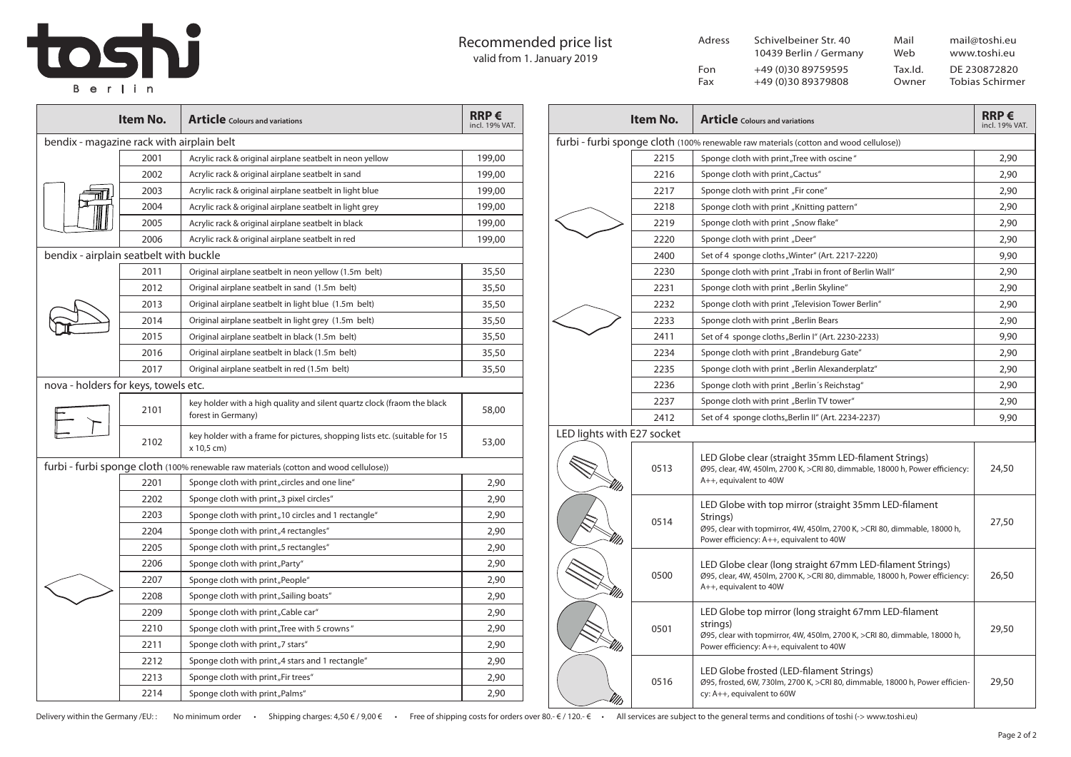# toshi Berlin

## Recommended price list

valid from 1. January 2019

| | | | |
|---|---|---|---|
| Adress | Schivelbeiner Str. 40<br>10439 Berlin / Germany | Mail<br>Web | mail@toshi.eu<br>www.toshi.eu |
| Fon<br>Fax | +49 (0)30 89759595<br>+49 (0)30 89379808 | Tax.Id.<br>Owner | DE 230872820<br>Tobias Schirmer |

| Item No. | Article Colours and variations | RRP € incl. 19% VAT. |
|---|---|---|
| **bendix - magazine rack with airplain belt** | | |
| 2001 | Acrylic rack & original airplane seatbelt in neon yellow | 199,00 |
| 2002 | Acrylic rack & original airplane seatbelt in sand | 199,00 |
| 2003 | Acrylic rack & original airplane seatbelt in light blue | 199,00 |
| 2004 | Acrylic rack & original airplane seatbelt in light grey | 199,00 |
| 2005 | Acrylic rack & original airplane seatbelt in black | 199,00 |
| 2006 | Acrylic rack & original airplane seatbelt in red | 199,00 |
| **bendix - airplain seatbelt with buckle** | | |
| 2011 | Original airplane seatbelt in neon yellow (1.5m belt) | 35,50 |
| 2012 | Original airplane seatbelt in sand (1.5m belt) | 35,50 |
| 2013 | Original airplane seatbelt in light blue (1.5m belt) | 35,50 |
| 2014 | Original airplane seatbelt in light grey (1.5m belt) | 35,50 |
| 2015 | Original airplane seatbelt in black (1.5m belt) | 35,50 |
| 2016 | Original airplane seatbelt in black (1.5m belt) | 35,50 |
| 2017 | Original airplane seatbelt in red (1.5m belt) | 35,50 |
| **nova - holders for keys, towels etc.** | | |
| 2101 | key holder with a high quality and silent quartz clock (fraom the black forest in Germany) | 58,00 |
| 2102 | key holder with a frame for pictures, shopping lists etc. (suitable for 15 x 10,5 cm) | 53,00 |
| **furbi - furbi sponge cloth (100% renewable raw materials (cotton and wood cellulose))** | | |
| 2201 | Sponge cloth with print„circles and one line" | 2,90 |
| 2202 | Sponge cloth with print„3 pixel circles" | 2,90 |
| 2203 | Sponge cloth with print„10 circles and 1 rectangle" | 2,90 |
| 2204 | Sponge cloth with print„4 rectangles" | 2,90 |
| 2205 | Sponge cloth with print„5 rectangles" | 2,90 |
| 2206 | Sponge cloth with print„Party" | 2,90 |
| 2207 | Sponge cloth with print„People" | 2,90 |
| 2208 | Sponge cloth with print„Sailing boats" | 2,90 |
| 2209 | Sponge cloth with print„Cable car" | 2,90 |
| 2210 | Sponge cloth with print„Tree with 5 crowns" | 2,90 |
| 2211 | Sponge cloth with print„7 stars" | 2,90 |
| 2212 | Sponge cloth with print„4 stars and 1 rectangle" | 2,90 |
| 2213 | Sponge cloth with print„Fir trees" | 2,90 |
| 2214 | Sponge cloth with print„Palms" | 2,90 |

| Item No. | Article Colours and variations | RRP € incl. 19% VAT. |
|---|---|---|
| **furbi - furbi sponge cloth (100% renewable raw materials (cotton and wood cellulose))** | | |
| 2215 | Sponge cloth with print„Tree with oscine" | 2,90 |
| 2216 | Sponge cloth with print„Cactus" | 2,90 |
| 2217 | Sponge cloth with print „Fir cone" | 2,90 |
| 2218 | Sponge cloth with print „Knitting pattern" | 2,90 |
| 2219 | Sponge cloth with print „Snow flake" | 2,90 |
| 2220 | Sponge cloth with print „Deer" | 2,90 |
| 2400 | Set of 4 sponge cloths„Winter" (Art. 2217-2220) | 9,90 |
| 2230 | Sponge cloth with print „Trabi in front of Berlin Wall" | 2,90 |
| 2231 | Sponge cloth with print „Berlin Skyline" | 2,90 |
| 2232 | Sponge cloth with print „Television Tower Berlin" | 2,90 |
| 2233 | Sponge cloth with print „Berlin Bears | 2,90 |
| 2411 | Set of 4 sponge cloths„Berlin I" (Art. 2230-2233) | 9,90 |
| 2234 | Sponge cloth with print „Brandeburg Gate" | 2,90 |
| 2235 | Sponge cloth with print „Berlin Alexanderplatz" | 2,90 |
| 2236 | Sponge cloth with print „Berlin´s Reichstag" | 2,90 |
| 2237 | Sponge cloth with print „Berlin TV tower" | 2,90 |
| 2412 | Set of 4 sponge cloths„Berlin II" (Art. 2234-2237) | 9,90 |
| **LED lights with E27 socket** | | |
| 0513 | LED Globe clear (straight 35mm LED-filament Strings)<br>Ø95, clear, 4W, 450lm, 2700 K, >CRI 80, dimmable, 18000 h, Power efficiency: A++, equivalent to 40W | 24,50 |
| 0514 | LED Globe with top mirror (straight 35mm LED-filament Strings)<br>Ø95, clear with topmirror, 4W, 450lm, 2700 K, >CRI 80, dimmable, 18000 h, Power efficiency: A++, equivalent to 40W | 27,50 |
| 0500 | LED Globe clear (long straight 67mm LED-filament Strings)<br>Ø95, clear, 4W, 450lm, 2700 K, >CRI 80, dimmable, 18000 h, Power efficiency: A++, equivalent to 40W | 26,50 |
| 0501 | LED Globe top mirror (long straight 67mm LED-filament strings)<br>Ø95, clear with topmirror, 4W, 450lm, 2700 K, >CRI 80, dimmable, 18000 h, Power efficiency: A++, equivalent to 40W | 29,50 |
| 0516 | LED Globe frosted (LED-filament Strings)<br>Ø95, frosted, 6W, 730lm, 2700 K, >CRI 80, dimmable, 18000 h, Power efficiency: A++, equivalent to 60W | 29,50 |

Delivery within the Germany /EU: : No minimum order • Shipping charges: 4,50 € / 9,00 € • Free of shipping costs for orders over 80.- € / 120.- € • All services are subject to the general terms and conditions of toshi (-> www.toshi.eu)